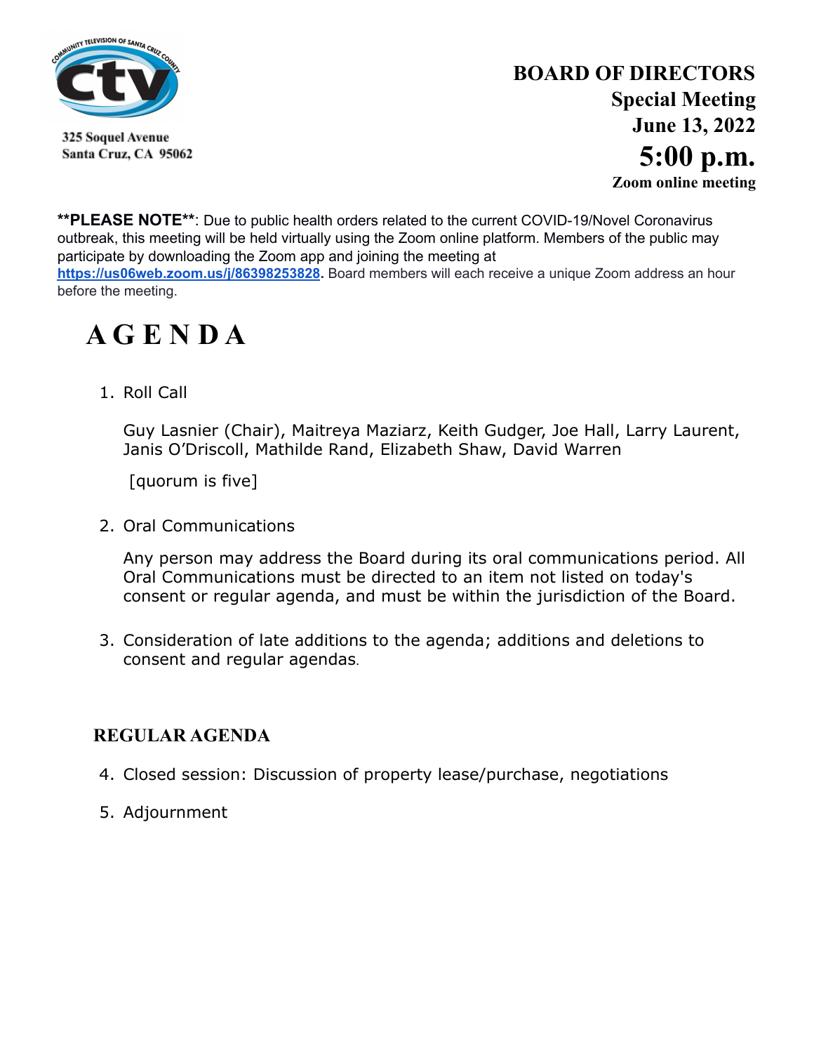325 Soquel Avenue
Santa Cruz, CA 95062

**BOARD OF DIRECTORS**
**Special Meeting**
**June 13, 2022**
**5:00 p.m.**
**Zoom online meeting**

****PLEASE NOTE****: Due to public health orders related to the current COVID-19/Novel Coronavirus outbreak, this meeting will be held virtually using the Zoom online platform. Members of the public may participate by downloading the Zoom app and joining the meeting at **https://us06web.zoom.us/j/86398253828.** Board members will each receive a unique Zoom address an hour before the meeting.

# AGENDA

1. Roll Call

   Guy Lasnier (Chair), Maitreya Maziarz, Keith Gudger, Joe Hall, Larry Laurent, Janis O'Driscoll, Mathilde Rand, Elizabeth Shaw, David Warren

   [quorum is five]

2. Oral Communications

   Any person may address the Board during its oral communications period. All Oral Communications must be directed to an item not listed on today's consent or regular agenda, and must be within the jurisdiction of the Board.

3. Consideration of late additions to the agenda; additions and deletions to consent and regular agendas.

## REGULAR AGENDA

4. Closed session: Discussion of property lease/purchase, negotiations

5. Adjournment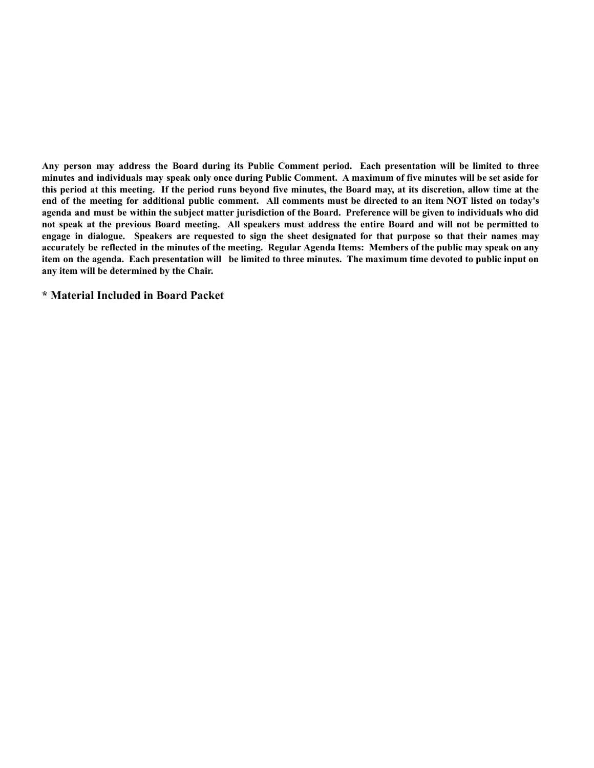**Any person may address the Board during its Public Comment period. Each presentation will be limited to three minutes and individuals may speak only once during Public Comment. A maximum of five minutes will be set aside for this period at this meeting. If the period runs beyond five minutes, the Board may, at its discretion, allow time at the end of the meeting for additional public comment. All comments must be directed to an item NOT listed on today's agenda and must be within the subject matter jurisdiction of the Board. Preference will be given to individuals who did not speak at the previous Board meeting. All speakers must address the entire Board and will not be permitted to engage in dialogue. Speakers are requested to sign the sheet designated for that purpose so that their names may accurately be reflected in the minutes of the meeting. Regular Agenda Items: Members of the public may speak on any item on the agenda. Each presentation will be limited to three minutes. The maximum time devoted to public input on any item will be determined by the Chair.**

**\* Material Included in Board Packet**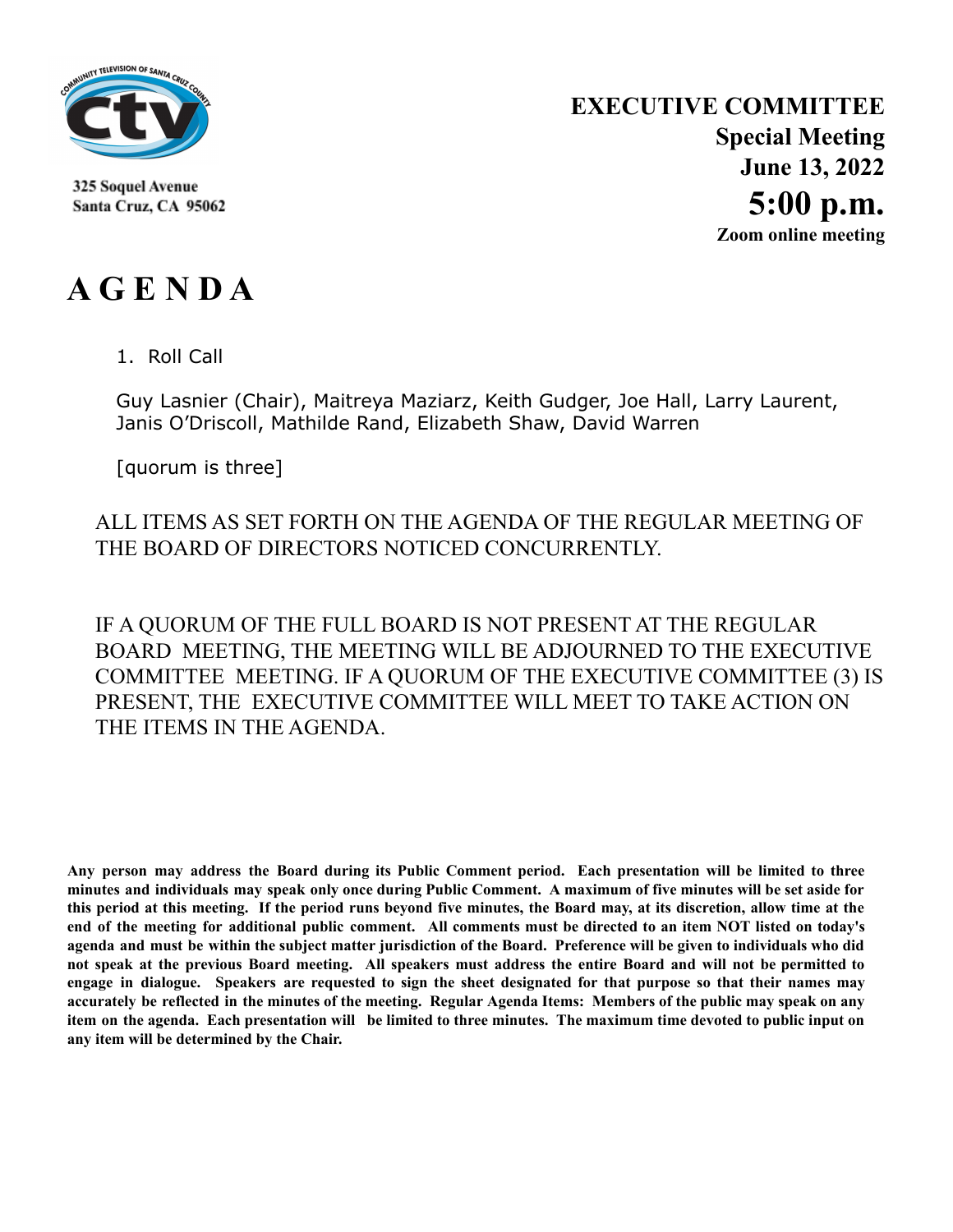325 Soquel Avenue
Santa Cruz, CA 95062

**EXECUTIVE COMMITTEE**
**Special Meeting**
**June 13, 2022**
**5:00 p.m.**
**Zoom online meeting**

# A G E N D A

1. Roll Call

Guy Lasnier (Chair), Maitreya Maziarz, Keith Gudger, Joe Hall, Larry Laurent, Janis O'Driscoll, Mathilde Rand, Elizabeth Shaw, David Warren

[quorum is three]

ALL ITEMS AS SET FORTH ON THE AGENDA OF THE REGULAR MEETING OF THE BOARD OF DIRECTORS NOTICED CONCURRENTLY.

IF A QUORUM OF THE FULL BOARD IS NOT PRESENT AT THE REGULAR BOARD MEETING, THE MEETING WILL BE ADJOURNED TO THE EXECUTIVE COMMITTEE MEETING. IF A QUORUM OF THE EXECUTIVE COMMITTEE (3) IS PRESENT, THE EXECUTIVE COMMITTEE WILL MEET TO TAKE ACTION ON THE ITEMS IN THE AGENDA.

**Any person may address the Board during its Public Comment period. Each presentation will be limited to three minutes and individuals may speak only once during Public Comment. A maximum of five minutes will be set aside for this period at this meeting. If the period runs beyond five minutes, the Board may, at its discretion, allow time at the end of the meeting for additional public comment. All comments must be directed to an item NOT listed on today's agenda and must be within the subject matter jurisdiction of the Board. Preference will be given to individuals who did not speak at the previous Board meeting. All speakers must address the entire Board and will not be permitted to engage in dialogue. Speakers are requested to sign the sheet designated for that purpose so that their names may accurately be reflected in the minutes of the meeting. Regular Agenda Items: Members of the public may speak on any item on the agenda. Each presentation will be limited to three minutes. The maximum time devoted to public input on any item will be determined by the Chair.**